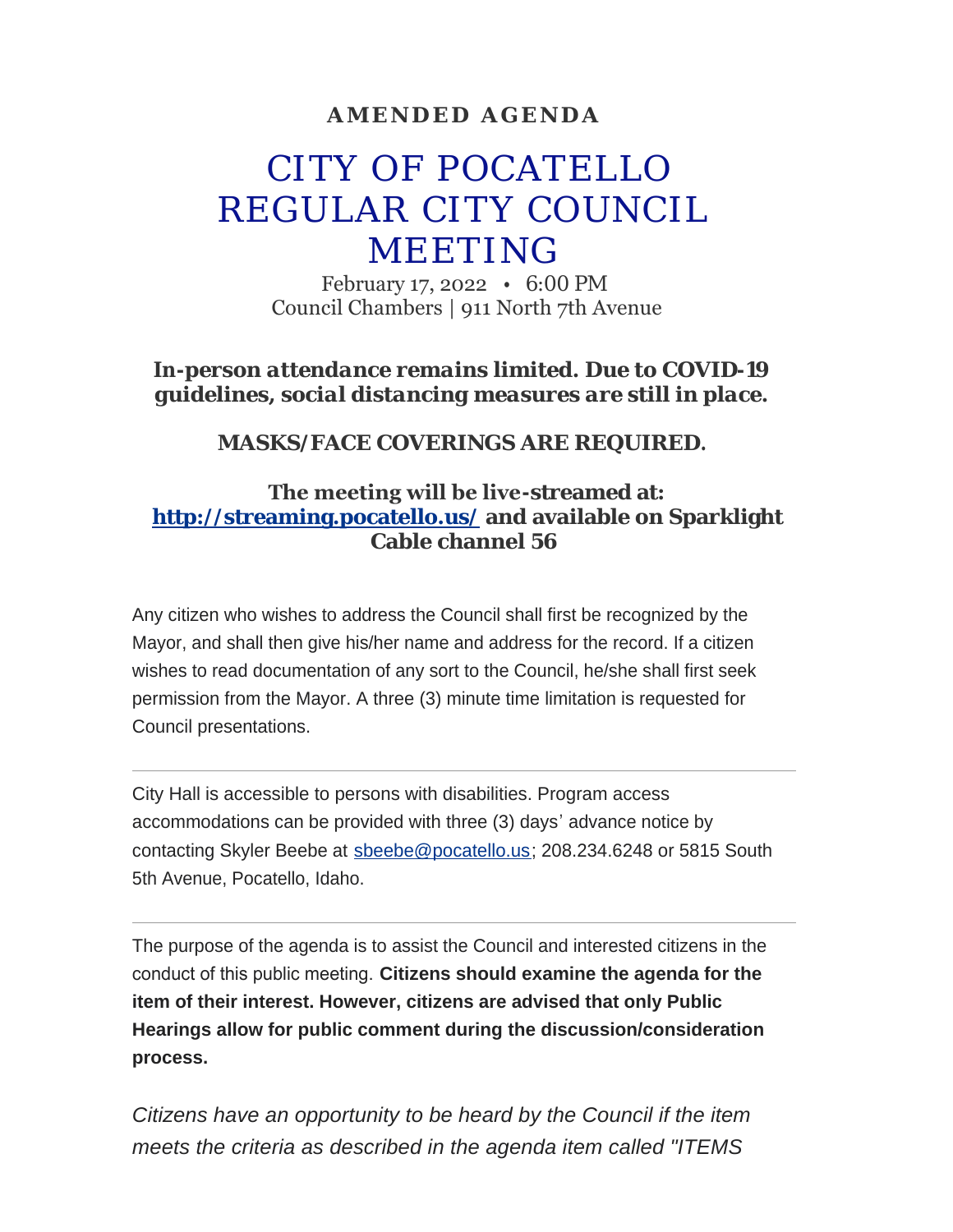**AMENDED AGENDA**

# CITY OF POCATELLO REGULAR CITY COUNCIL MEETING

February 17, 2022 • 6:00 PM
Council Chambers | 911 North 7th Avenue

***In-person attendance remains limited. Due to COVID-19 guidelines, social distancing measures are still in place.***

**MASKS/FACE COVERINGS ARE REQUIRED.**

**The meeting will be live-streamed at: [http://streaming.pocatello.us/](http://streaming.pocatello.us/) and available on Sparklight Cable channel 56**

Any citizen who wishes to address the Council shall first be recognized by the Mayor, and shall then give his/her name and address for the record. If a citizen wishes to read documentation of any sort to the Council, he/she shall first seek permission from the Mayor. A three (3) minute time limitation is requested for Council presentations.

---

City Hall is accessible to persons with disabilities. Program access accommodations can be provided with three (3) days' advance notice by contacting Skyler Beebe at sbeebe@pocatello.us; 208.234.6248 or 5815 South 5th Avenue, Pocatello, Idaho.

---

The purpose of the agenda is to assist the Council and interested citizens in the conduct of this public meeting. **Citizens should examine the agenda for the item of their interest. However, citizens are advised that only Public Hearings allow for public comment during the discussion/consideration process.**

*Citizens have an opportunity to be heard by the Council if the item meets the criteria as described in the agenda item called "ITEMS*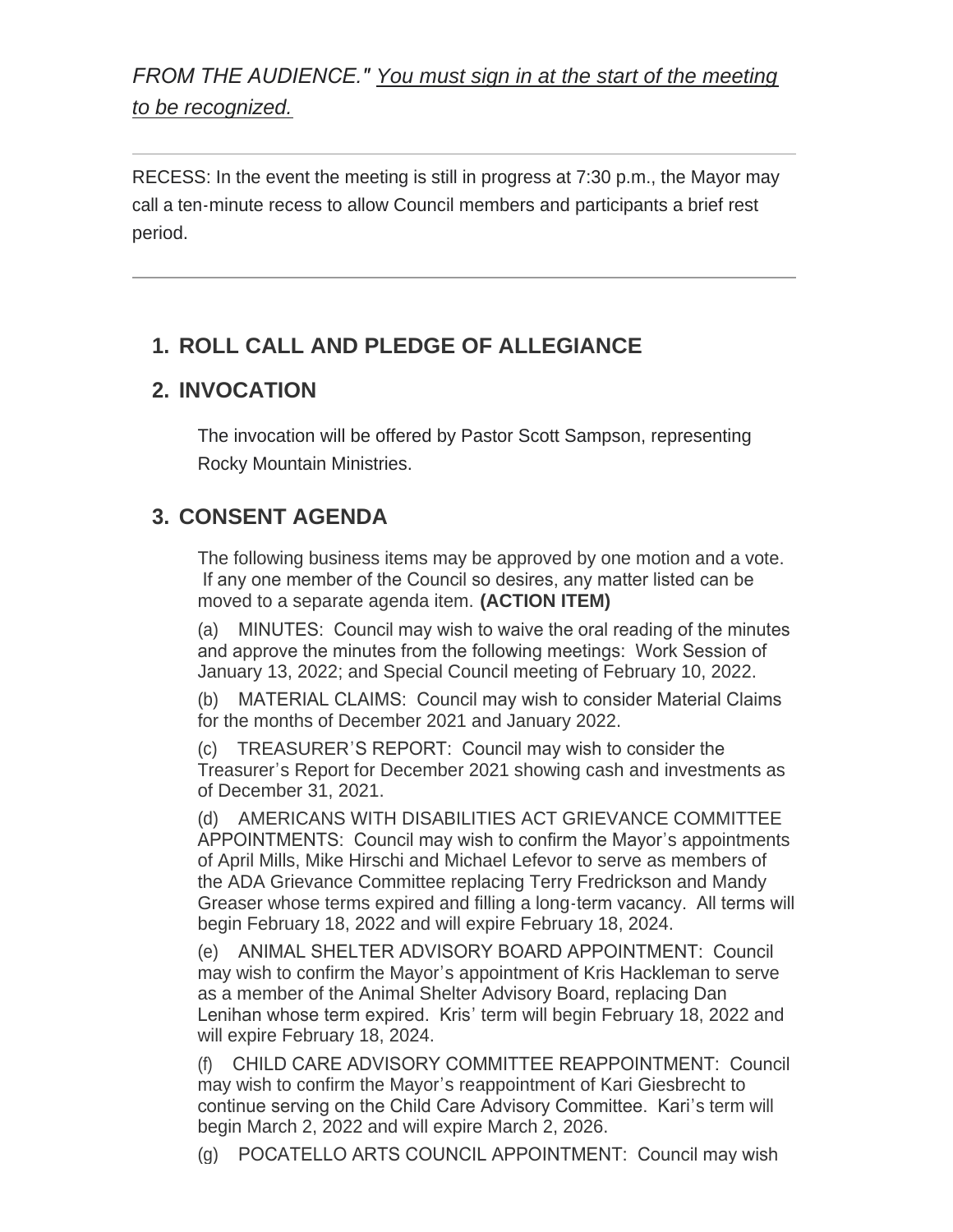*FROM THE AUDIENCE." You must sign in at the start of the meeting to be recognized.*

---

RECESS: In the event the meeting is still in progress at 7:30 p.m., the Mayor may call a ten-minute recess to allow Council members and participants a brief rest period.

---

## 1. ROLL CALL AND PLEDGE OF ALLEGIANCE

## 2. INVOCATION

The invocation will be offered by Pastor Scott Sampson, representing Rocky Mountain Ministries.

## 3. CONSENT AGENDA

The following business items may be approved by one motion and a vote. If any one member of the Council so desires, any matter listed can be moved to a separate agenda item. **(ACTION ITEM)**

(a) MINUTES: Council may wish to waive the oral reading of the minutes and approve the minutes from the following meetings: Work Session of January 13, 2022; and Special Council meeting of February 10, 2022.

(b) MATERIAL CLAIMS: Council may wish to consider Material Claims for the months of December 2021 and January 2022.

(c) TREASURER'S REPORT: Council may wish to consider the Treasurer's Report for December 2021 showing cash and investments as of December 31, 2021.

(d) AMERICANS WITH DISABILITIES ACT GRIEVANCE COMMITTEE APPOINTMENTS: Council may wish to confirm the Mayor's appointments of April Mills, Mike Hirschi and Michael Lefevor to serve as members of the ADA Grievance Committee replacing Terry Fredrickson and Mandy Greaser whose terms expired and filling a long-term vacancy. All terms will begin February 18, 2022 and will expire February 18, 2024.

(e) ANIMAL SHELTER ADVISORY BOARD APPOINTMENT: Council may wish to confirm the Mayor's appointment of Kris Hackleman to serve as a member of the Animal Shelter Advisory Board, replacing Dan Lenihan whose term expired. Kris' term will begin February 18, 2022 and will expire February 18, 2024.

(f) CHILD CARE ADVISORY COMMITTEE REAPPOINTMENT: Council may wish to confirm the Mayor's reappointment of Kari Giesbrecht to continue serving on the Child Care Advisory Committee. Kari's term will begin March 2, 2022 and will expire March 2, 2026.

(g) POCATELLO ARTS COUNCIL APPOINTMENT: Council may wish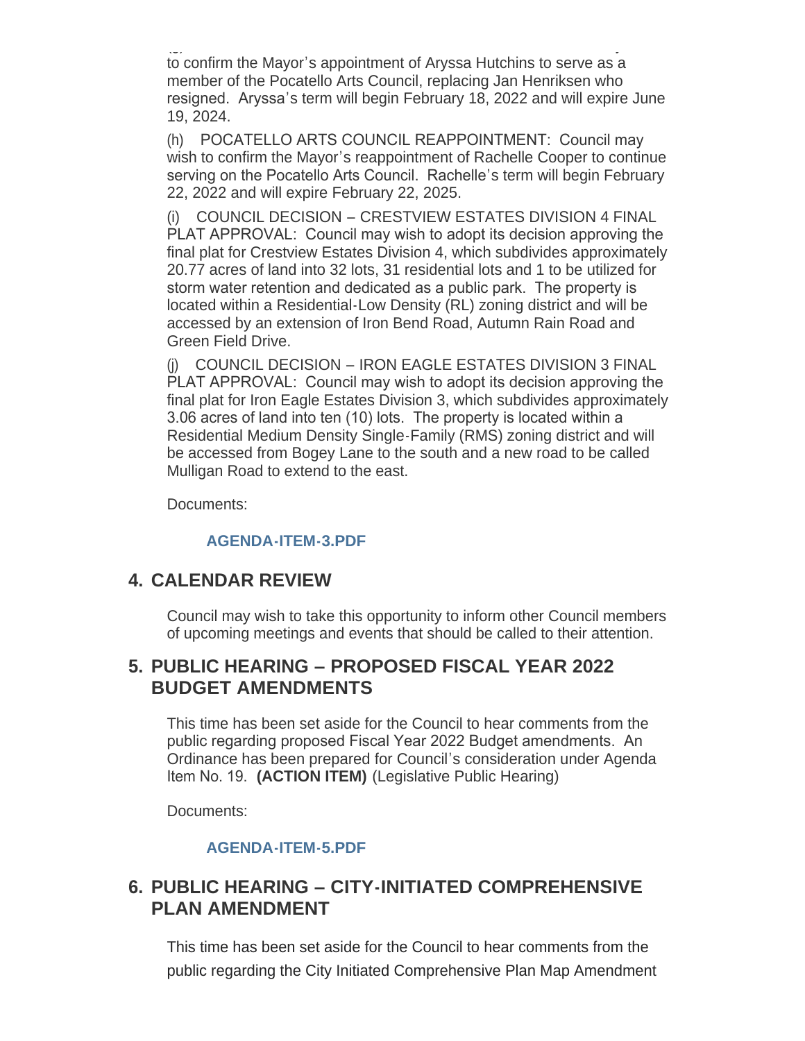to confirm the Mayor's appointment of Aryssa Hutchins to serve as a member of the Pocatello Arts Council, replacing Jan Henriksen who resigned. Aryssa's term will begin February 18, 2022 and will expire June 19, 2024.

(h) POCATELLO ARTS COUNCIL REAPPOINTMENT: Council may wish to confirm the Mayor's reappointment of Rachelle Cooper to continue serving on the Pocatello Arts Council. Rachelle's term will begin February 22, 2022 and will expire February 22, 2025.

(i) COUNCIL DECISION – CRESTVIEW ESTATES DIVISION 4 FINAL PLAT APPROVAL: Council may wish to adopt its decision approving the final plat for Crestview Estates Division 4, which subdivides approximately 20.77 acres of land into 32 lots, 31 residential lots and 1 to be utilized for storm water retention and dedicated as a public park. The property is located within a Residential-Low Density (RL) zoning district and will be accessed by an extension of Iron Bend Road, Autumn Rain Road and Green Field Drive.

(j) COUNCIL DECISION – IRON EAGLE ESTATES DIVISION 3 FINAL PLAT APPROVAL: Council may wish to adopt its decision approving the final plat for Iron Eagle Estates Division 3, which subdivides approximately 3.06 acres of land into ten (10) lots. The property is located within a Residential Medium Density Single-Family (RMS) zoning district and will be accessed from Bogey Lane to the south and a new road to be called Mulligan Road to extend to the east.

Documents:

AGENDA-ITEM-3.PDF

## 4. CALENDAR REVIEW

Council may wish to take this opportunity to inform other Council members of upcoming meetings and events that should be called to their attention.

## 5. PUBLIC HEARING – PROPOSED FISCAL YEAR 2022 BUDGET AMENDMENTS

This time has been set aside for the Council to hear comments from the public regarding proposed Fiscal Year 2022 Budget amendments. An Ordinance has been prepared for Council's consideration under Agenda Item No. 19. **(ACTION ITEM)** (Legislative Public Hearing)

Documents:

AGENDA-ITEM-5.PDF

## 6. PUBLIC HEARING – CITY-INITIATED COMPREHENSIVE PLAN AMENDMENT

This time has been set aside for the Council to hear comments from the public regarding the City Initiated Comprehensive Plan Map Amendment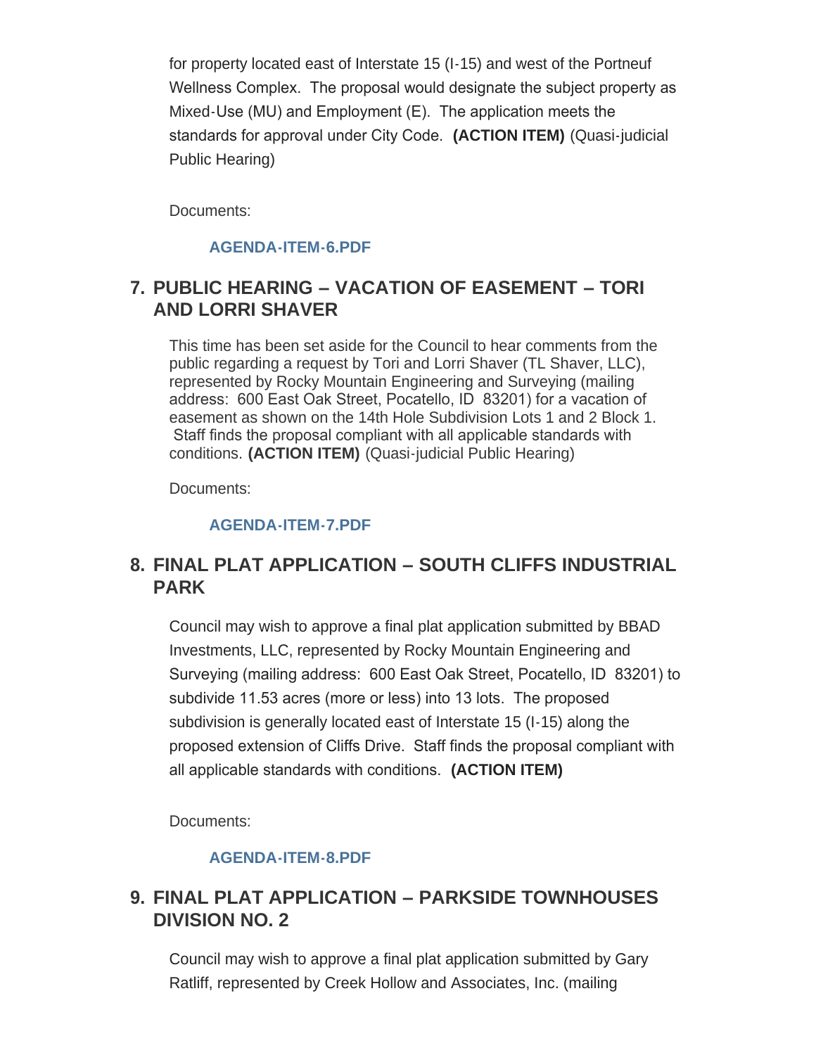for property located east of Interstate 15 (I-15) and west of the Portneuf Wellness Complex. The proposal would designate the subject property as Mixed-Use (MU) and Employment (E). The application meets the standards for approval under City Code. **(ACTION ITEM)** (Quasi-judicial Public Hearing)

Documents:

**AGENDA-ITEM-6.PDF**

## 7. PUBLIC HEARING – VACATION OF EASEMENT – TORI AND LORRI SHAVER

This time has been set aside for the Council to hear comments from the public regarding a request by Tori and Lorri Shaver (TL Shaver, LLC), represented by Rocky Mountain Engineering and Surveying (mailing address: 600 East Oak Street, Pocatello, ID 83201) for a vacation of easement as shown on the 14th Hole Subdivision Lots 1 and 2 Block 1. Staff finds the proposal compliant with all applicable standards with conditions. **(ACTION ITEM)** (Quasi-judicial Public Hearing)

Documents:

**AGENDA-ITEM-7.PDF**

## 8. FINAL PLAT APPLICATION – SOUTH CLIFFS INDUSTRIAL PARK

Council may wish to approve a final plat application submitted by BBAD Investments, LLC, represented by Rocky Mountain Engineering and Surveying (mailing address: 600 East Oak Street, Pocatello, ID 83201) to subdivide 11.53 acres (more or less) into 13 lots. The proposed subdivision is generally located east of Interstate 15 (I-15) along the proposed extension of Cliffs Drive. Staff finds the proposal compliant with all applicable standards with conditions. **(ACTION ITEM)**

Documents:

**AGENDA-ITEM-8.PDF**

## 9. FINAL PLAT APPLICATION – PARKSIDE TOWNHOUSES DIVISION NO. 2

Council may wish to approve a final plat application submitted by Gary Ratliff, represented by Creek Hollow and Associates, Inc. (mailing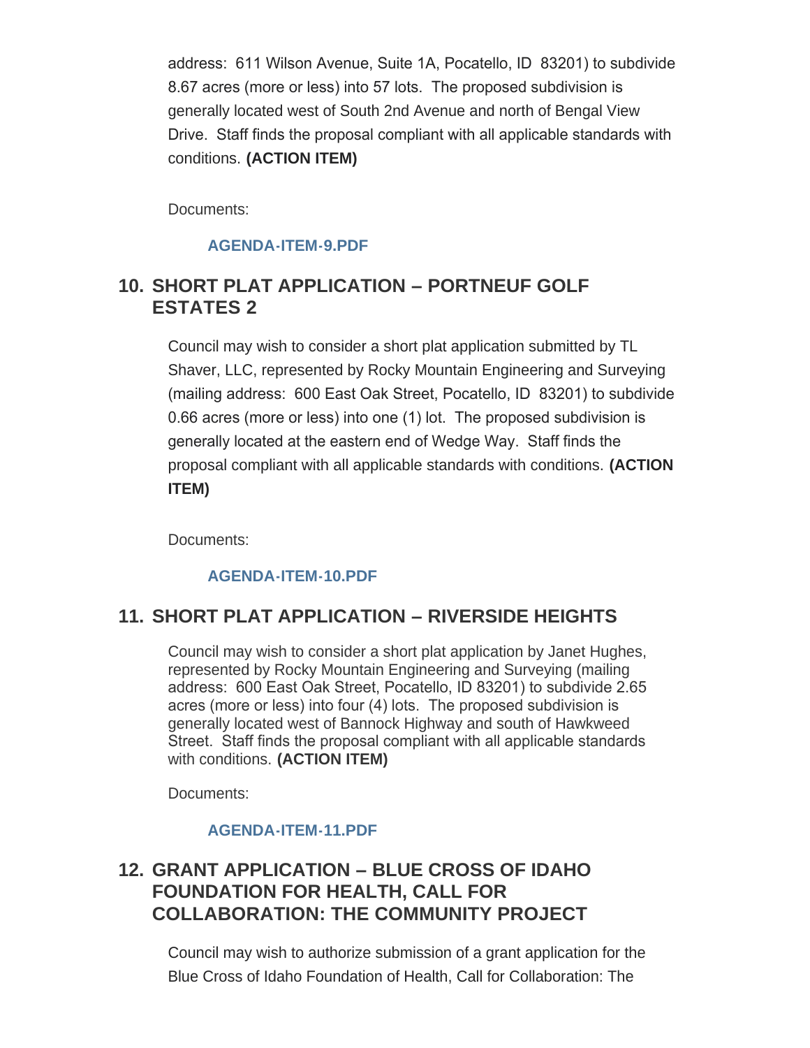address: 611 Wilson Avenue, Suite 1A, Pocatello, ID 83201) to subdivide 8.67 acres (more or less) into 57 lots. The proposed subdivision is generally located west of South 2nd Avenue and north of Bengal View Drive. Staff finds the proposal compliant with all applicable standards with conditions. **(ACTION ITEM)**

Documents:

AGENDA-ITEM-9.PDF

## 10. SHORT PLAT APPLICATION – PORTNEUF GOLF ESTATES 2

Council may wish to consider a short plat application submitted by TL Shaver, LLC, represented by Rocky Mountain Engineering and Surveying (mailing address: 600 East Oak Street, Pocatello, ID 83201) to subdivide 0.66 acres (more or less) into one (1) lot. The proposed subdivision is generally located at the eastern end of Wedge Way. Staff finds the proposal compliant with all applicable standards with conditions. **(ACTION ITEM)**

Documents:

AGENDA-ITEM-10.PDF

## 11. SHORT PLAT APPLICATION – RIVERSIDE HEIGHTS

Council may wish to consider a short plat application by Janet Hughes, represented by Rocky Mountain Engineering and Surveying (mailing address: 600 East Oak Street, Pocatello, ID 83201) to subdivide 2.65 acres (more or less) into four (4) lots. The proposed subdivision is generally located west of Bannock Highway and south of Hawkweed Street. Staff finds the proposal compliant with all applicable standards with conditions. **(ACTION ITEM)**

Documents:

AGENDA-ITEM-11.PDF

## 12. GRANT APPLICATION – BLUE CROSS OF IDAHO FOUNDATION FOR HEALTH, CALL FOR COLLABORATION: THE COMMUNITY PROJECT

Council may wish to authorize submission of a grant application for the Blue Cross of Idaho Foundation of Health, Call for Collaboration: The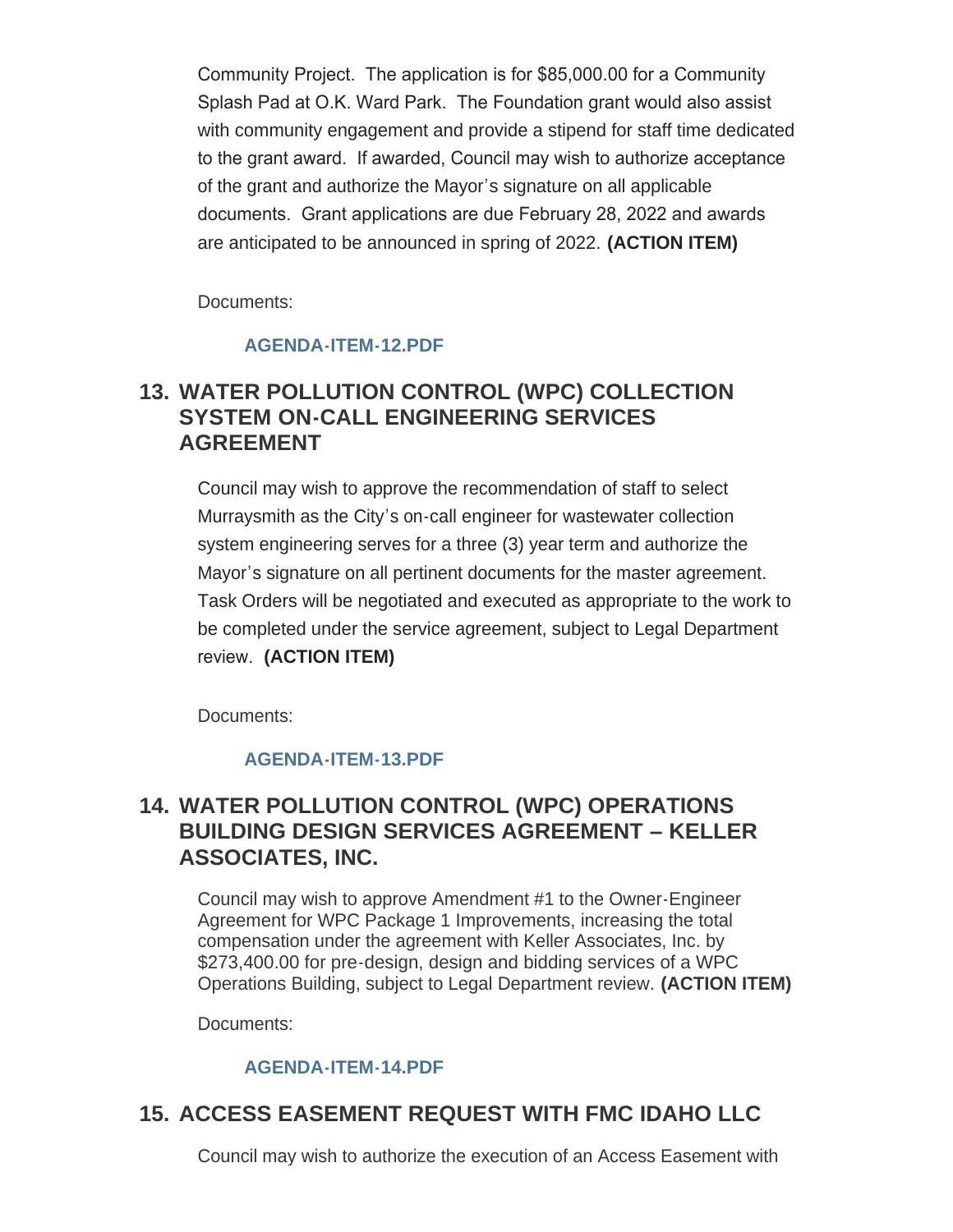Community Project. The application is for $85,000.00 for a Community Splash Pad at O.K. Ward Park. The Foundation grant would also assist with community engagement and provide a stipend for staff time dedicated to the grant award. If awarded, Council may wish to authorize acceptance of the grant and authorize the Mayor's signature on all applicable documents. Grant applications are due February 28, 2022 and awards are anticipated to be announced in spring of 2022. **(ACTION ITEM)**

Documents:

**AGENDA-ITEM-12.PDF**

## 13. WATER POLLUTION CONTROL (WPC) COLLECTION SYSTEM ON-CALL ENGINEERING SERVICES AGREEMENT

Council may wish to approve the recommendation of staff to select Murraysmith as the City's on-call engineer for wastewater collection system engineering serves for a three (3) year term and authorize the Mayor's signature on all pertinent documents for the master agreement. Task Orders will be negotiated and executed as appropriate to the work to be completed under the service agreement, subject to Legal Department review. **(ACTION ITEM)**

Documents:

**AGENDA-ITEM-13.PDF**

## 14. WATER POLLUTION CONTROL (WPC) OPERATIONS BUILDING DESIGN SERVICES AGREEMENT – KELLER ASSOCIATES, INC.

Council may wish to approve Amendment #1 to the Owner-Engineer Agreement for WPC Package 1 Improvements, increasing the total compensation under the agreement with Keller Associates, Inc. by $273,400.00 for pre-design, design and bidding services of a WPC Operations Building, subject to Legal Department review. **(ACTION ITEM)**

Documents:

**AGENDA-ITEM-14.PDF**

## 15. ACCESS EASEMENT REQUEST WITH FMC IDAHO LLC

Council may wish to authorize the execution of an Access Easement with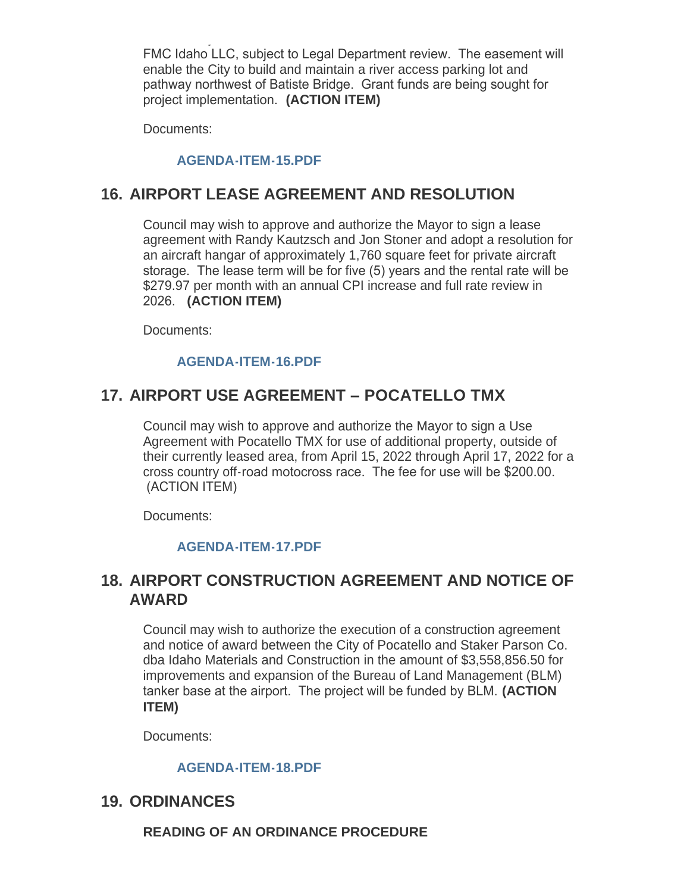FMC Idaho LLC, subject to Legal Department review. The easement will enable the City to build and maintain a river access parking lot and pathway northwest of Batiste Bridge. Grant funds are being sought for project implementation. **(ACTION ITEM)**

Documents:

**AGENDA-ITEM-15.PDF**

## 16. AIRPORT LEASE AGREEMENT AND RESOLUTION

Council may wish to approve and authorize the Mayor to sign a lease agreement with Randy Kautzsch and Jon Stoner and adopt a resolution for an aircraft hangar of approximately 1,760 square feet for private aircraft storage. The lease term will be for five (5) years and the rental rate will be $279.97 per month with an annual CPI increase and full rate review in 2026. **(ACTION ITEM)**

Documents:

**AGENDA-ITEM-16.PDF**

## 17. AIRPORT USE AGREEMENT – POCATELLO TMX

Council may wish to approve and authorize the Mayor to sign a Use Agreement with Pocatello TMX for use of additional property, outside of their currently leased area, from April 15, 2022 through April 17, 2022 for a cross country off-road motocross race. The fee for use will be $200.00. (ACTION ITEM)

Documents:

**AGENDA-ITEM-17.PDF**

## 18. AIRPORT CONSTRUCTION AGREEMENT AND NOTICE OF AWARD

Council may wish to authorize the execution of a construction agreement and notice of award between the City of Pocatello and Staker Parson Co. dba Idaho Materials and Construction in the amount of $3,558,856.50 for improvements and expansion of the Bureau of Land Management (BLM) tanker base at the airport. The project will be funded by BLM. **(ACTION ITEM)**

Documents:

**AGENDA-ITEM-18.PDF**

## 19. ORDINANCES

**READING OF AN ORDINANCE PROCEDURE**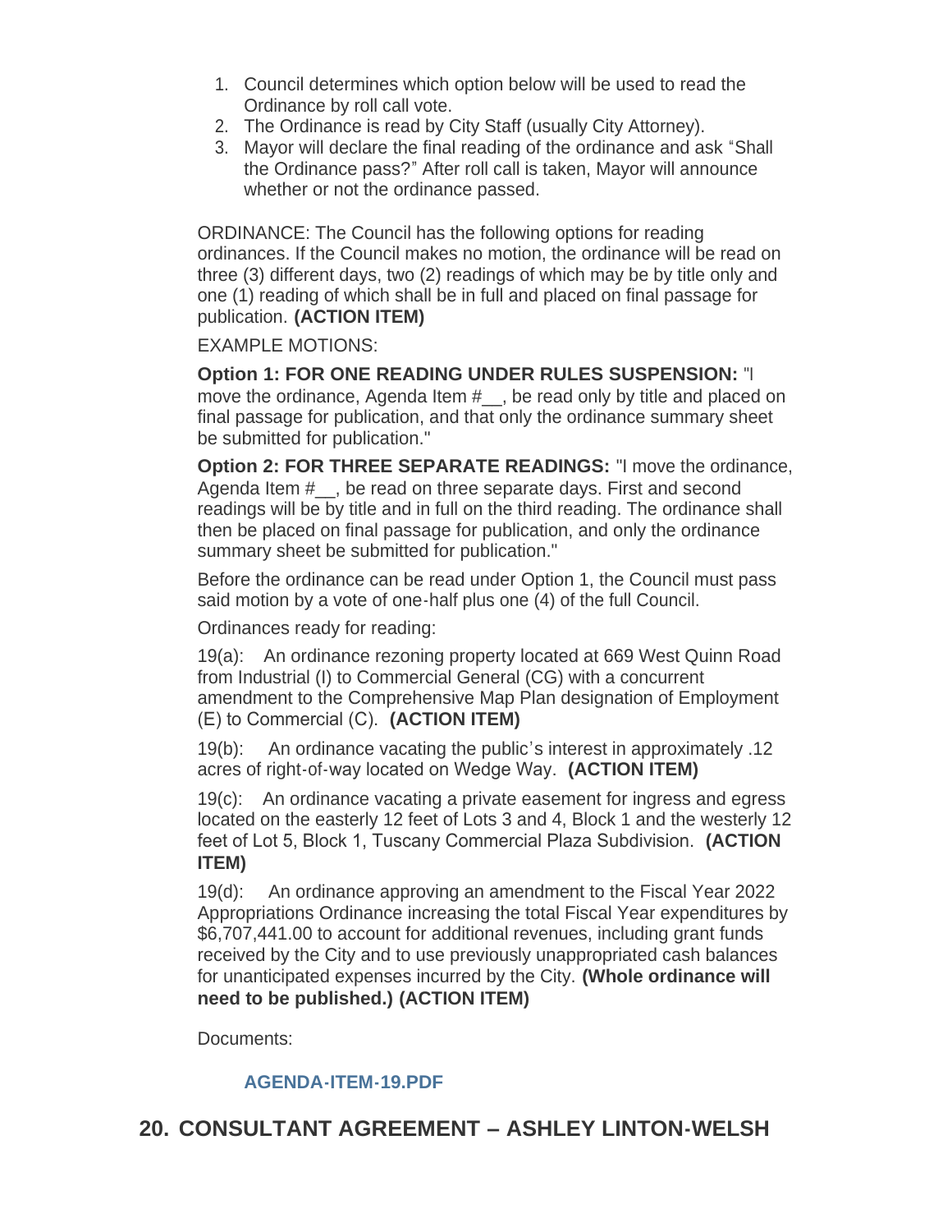1. Council determines which option below will be used to read the Ordinance by roll call vote.
2. The Ordinance is read by City Staff (usually City Attorney).
3. Mayor will declare the final reading of the ordinance and ask "Shall the Ordinance pass?" After roll call is taken, Mayor will announce whether or not the ordinance passed.

ORDINANCE: The Council has the following options for reading ordinances. If the Council makes no motion, the ordinance will be read on three (3) different days, two (2) readings of which may be by title only and one (1) reading of which shall be in full and placed on final passage for publication. **(ACTION ITEM)**

EXAMPLE MOTIONS:

**Option 1: FOR ONE READING UNDER RULES SUSPENSION:** "I move the ordinance, Agenda Item #__, be read only by title and placed on final passage for publication, and that only the ordinance summary sheet be submitted for publication."

**Option 2: FOR THREE SEPARATE READINGS:** "I move the ordinance, Agenda Item #__, be read on three separate days. First and second readings will be by title and in full on the third reading. The ordinance shall then be placed on final passage for publication, and only the ordinance summary sheet be submitted for publication."

Before the ordinance can be read under Option 1, the Council must pass said motion by a vote of one-half plus one (4) of the full Council.

Ordinances ready for reading:

19(a): An ordinance rezoning property located at 669 West Quinn Road from Industrial (I) to Commercial General (CG) with a concurrent amendment to the Comprehensive Map Plan designation of Employment (E) to Commercial (C). **(ACTION ITEM)**

19(b): An ordinance vacating the public's interest in approximately .12 acres of right-of-way located on Wedge Way. **(ACTION ITEM)**

19(c): An ordinance vacating a private easement for ingress and egress located on the easterly 12 feet of Lots 3 and 4, Block 1 and the westerly 12 feet of Lot 5, Block 1, Tuscany Commercial Plaza Subdivision. **(ACTION ITEM)**

19(d): An ordinance approving an amendment to the Fiscal Year 2022 Appropriations Ordinance increasing the total Fiscal Year expenditures by $6,707,441.00 to account for additional revenues, including grant funds received by the City and to use previously unappropriated cash balances for unanticipated expenses incurred by the City. **(Whole ordinance will need to be published.) (ACTION ITEM)**

Documents:

AGENDA-ITEM-19.PDF

## 20. CONSULTANT AGREEMENT – ASHLEY LINTON-WELSH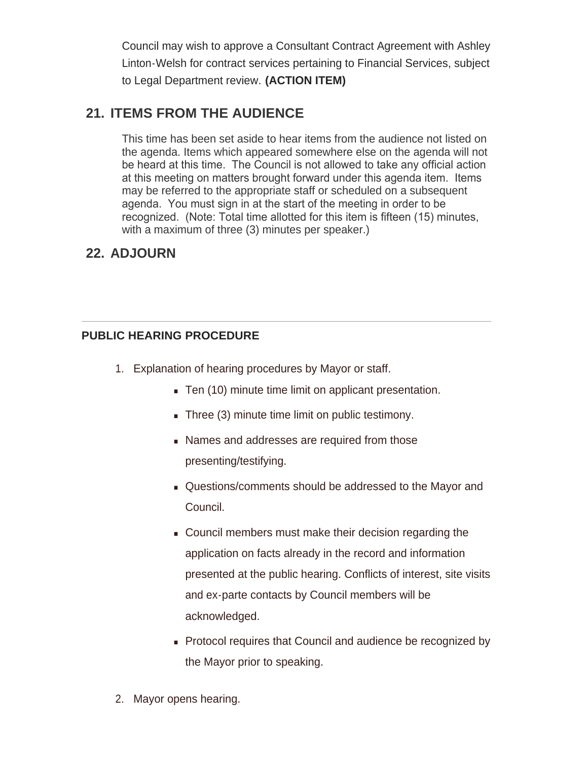Council may wish to approve a Consultant Contract Agreement with Ashley Linton-Welsh for contract services pertaining to Financial Services, subject to Legal Department review. **(ACTION ITEM)**

## 21. ITEMS FROM THE AUDIENCE

This time has been set aside to hear items from the audience not listed on the agenda. Items which appeared somewhere else on the agenda will not be heard at this time. The Council is not allowed to take any official action at this meeting on matters brought forward under this agenda item. Items may be referred to the appropriate staff or scheduled on a subsequent agenda. You must sign in at the start of the meeting in order to be recognized. (Note: Total time allotted for this item is fifteen (15) minutes, with a maximum of three (3) minutes per speaker.)

## 22. ADJOURN

---

### PUBLIC HEARING PROCEDURE

1. Explanation of hearing procedures by Mayor or staff.
   - Ten (10) minute time limit on applicant presentation.
   - Three (3) minute time limit on public testimony.
   - Names and addresses are required from those presenting/testifying.
   - Questions/comments should be addressed to the Mayor and Council.
   - Council members must make their decision regarding the application on facts already in the record and information presented at the public hearing. Conflicts of interest, site visits and ex-parte contacts by Council members will be acknowledged.
   - Protocol requires that Council and audience be recognized by the Mayor prior to speaking.
2. Mayor opens hearing.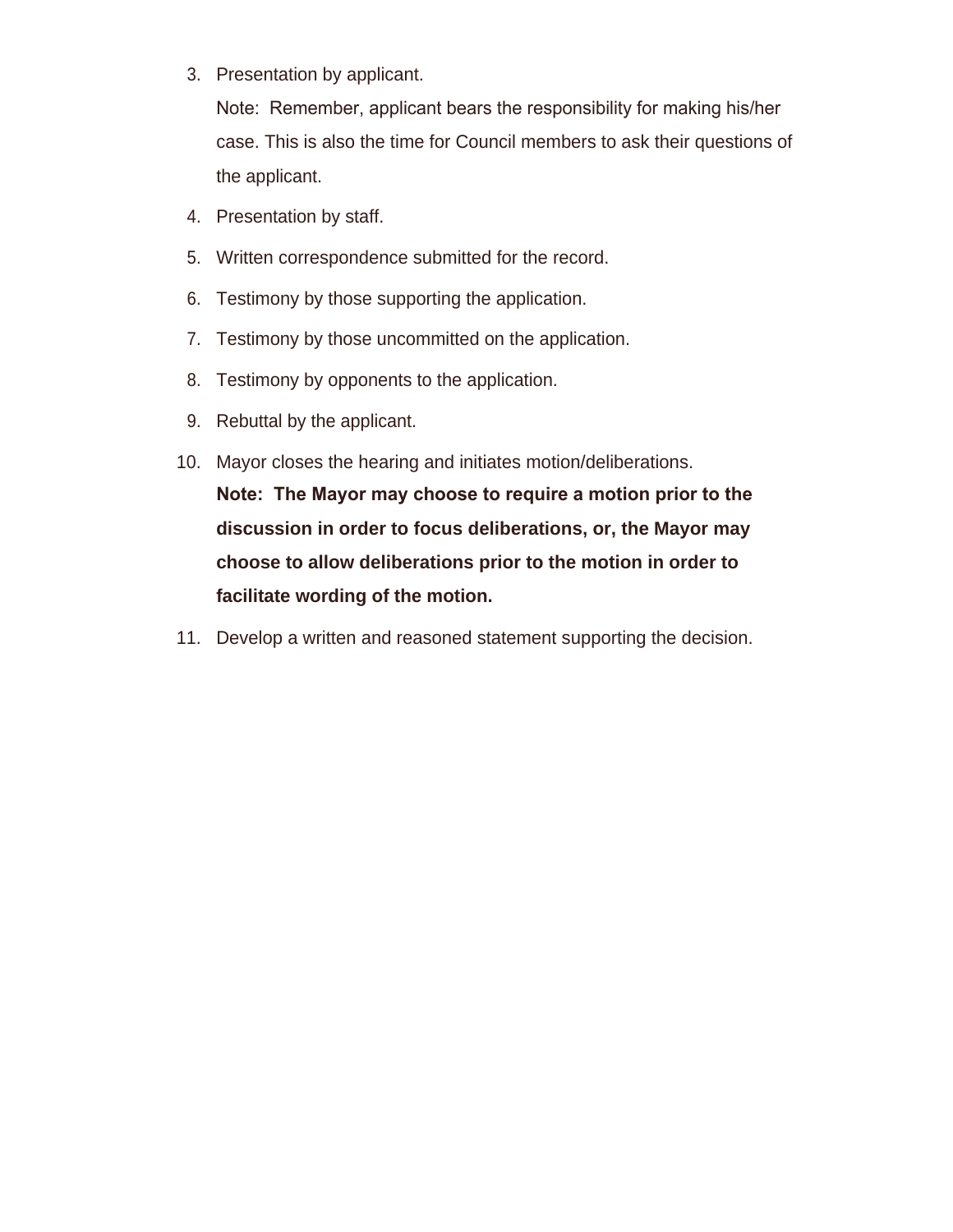3. Presentation by applicant.

   Note: Remember, applicant bears the responsibility for making his/her case. This is also the time for Council members to ask their questions of the applicant.

4. Presentation by staff.
5. Written correspondence submitted for the record.
6. Testimony by those supporting the application.
7. Testimony by those uncommitted on the application.
8. Testimony by opponents to the application.
9. Rebuttal by the applicant.
10. Mayor closes the hearing and initiates motion/deliberations.

    **Note: The Mayor may choose to require a motion prior to the discussion in order to focus deliberations, or, the Mayor may choose to allow deliberations prior to the motion in order to facilitate wording of the motion.**

11. Develop a written and reasoned statement supporting the decision.